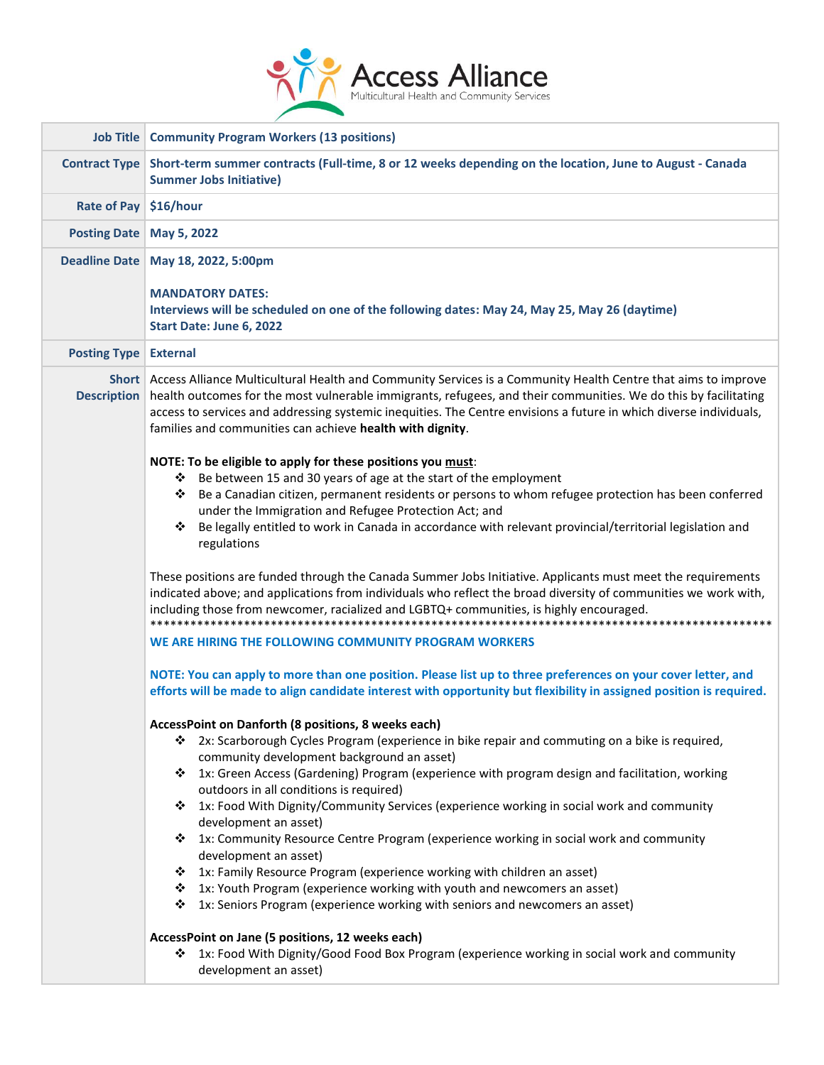# Access Alliance
Multicultural Health and Community Services

| Job Title | Community Program Workers (13 positions) |
|---|---|
| Contract Type | Short-term summer contracts (Full-time, 8 or 12 weeks depending on the location, June to August - Canada Summer Jobs Initiative) |
| Rate of Pay | $16/hour |
| Posting Date | May 5, 2022 |
| Deadline Date | May 18, 2022, 5:00pm<br><br>**MANDATORY DATES:**<br>**Interviews will be scheduled on one of the following dates: May 24, May 25, May 26 (daytime)**<br>**Start Date: June 6, 2022** |
| Posting Type | External |
| Short Description | Access Alliance Multicultural Health and Community Services is a Community Health Centre that aims to improve health outcomes for the most vulnerable immigrants, refugees, and their communities. We do this by facilitating access to services and addressing systemic inequities. The Centre envisions a future in which diverse individuals, families and communities can achieve **health with dignity**. |

**NOTE: To be eligible to apply for these positions you must:**

- Be between 15 and 30 years of age at the start of the employment
- Be a Canadian citizen, permanent residents or persons to whom refugee protection has been conferred under the Immigration and Refugee Protection Act; and
- Be legally entitled to work in Canada in accordance with relevant provincial/territorial legislation and regulations

These positions are funded through the Canada Summer Jobs Initiative. Applicants must meet the requirements indicated above; and applications from individuals who reflect the broad diversity of communities we work with, including those from newcomer, racialized and LGBTQ+ communities, is highly encouraged.

**************************************************************************************************

**WE ARE HIRING THE FOLLOWING COMMUNITY PROGRAM WORKERS**

**NOTE: You can apply to more than one position. Please list up to three preferences on your cover letter, and efforts will be made to align candidate interest with opportunity but flexibility in assigned position is required.**

**AccessPoint on Danforth (8 positions, 8 weeks each)**

- 2x: Scarborough Cycles Program (experience in bike repair and commuting on a bike is required, community development background an asset)
- 1x: Green Access (Gardening) Program (experience with program design and facilitation, working outdoors in all conditions is required)
- 1x: Food With Dignity/Community Services (experience working in social work and community development an asset)
- 1x: Community Resource Centre Program (experience working in social work and community development an asset)
- 1x: Family Resource Program (experience working with children an asset)
- 1x: Youth Program (experience working with youth and newcomers an asset)
- 1x: Seniors Program (experience working with seniors and newcomers an asset)

**AccessPoint on Jane (5 positions, 12 weeks each)**

- 1x: Food With Dignity/Good Food Box Program (experience working in social work and community development an asset)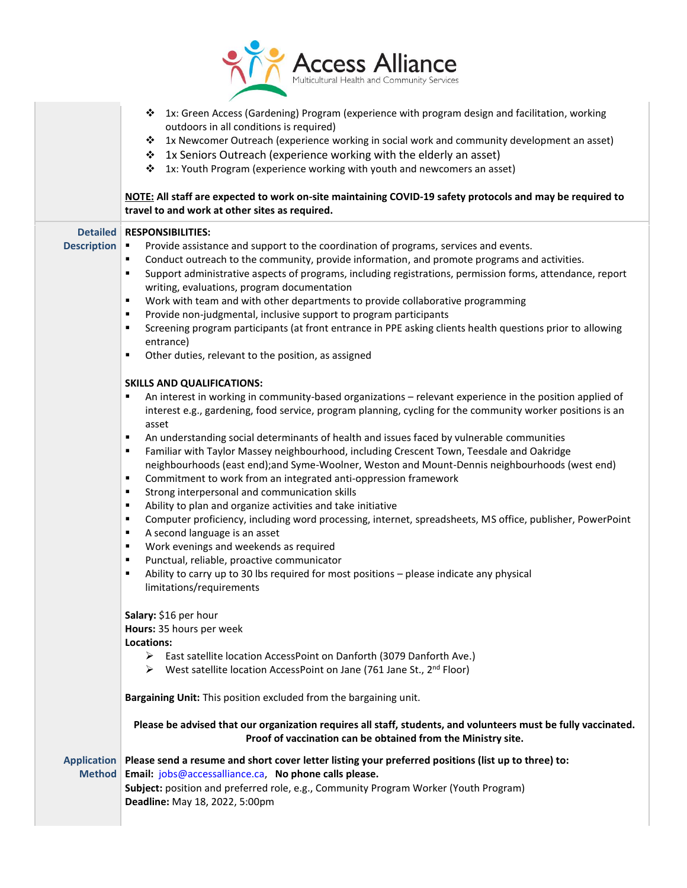- 1x: Green Access (Gardening) Program (experience with program design and facilitation, working outdoors in all conditions is required)
- 1x Newcomer Outreach (experience working in social work and community development an asset)
- 1x Seniors Outreach (experience working with the elderly an asset)
- 1x: Youth Program (experience working with youth and newcomers an asset)

**NOTE: All staff are expected to work on-site maintaining COVID-19 safety protocols and may be required to travel to and work at other sites as required.**

**Detailed Description**

**RESPONSIBILITIES:**

- Provide assistance and support to the coordination of programs, services and events.
- Conduct outreach to the community, provide information, and promote programs and activities.
- Support administrative aspects of programs, including registrations, permission forms, attendance, report writing, evaluations, program documentation
- Work with team and with other departments to provide collaborative programming
- Provide non-judgmental, inclusive support to program participants
- Screening program participants (at front entrance in PPE asking clients health questions prior to allowing entrance)
- Other duties, relevant to the position, as assigned

**SKILLS AND QUALIFICATIONS:**

- An interest in working in community-based organizations – relevant experience in the position applied of interest e.g., gardening, food service, program planning, cycling for the community worker positions is an asset
- An understanding social determinants of health and issues faced by vulnerable communities
- Familiar with Taylor Massey neighbourhood, including Crescent Town, Teesdale and Oakridge neighbourhoods (east end);and Syme-Woolner, Weston and Mount-Dennis neighbourhoods (west end)
- Commitment to work from an integrated anti-oppression framework
- Strong interpersonal and communication skills
- Ability to plan and organize activities and take initiative
- Computer proficiency, including word processing, internet, spreadsheets, MS office, publisher, PowerPoint
- A second language is an asset
- Work evenings and weekends as required
- Punctual, reliable, proactive communicator
- Ability to carry up to 30 lbs required for most positions – please indicate any physical limitations/requirements

**Salary:** $16 per hour
**Hours:** 35 hours per week
**Locations:**

- East satellite location AccessPoint on Danforth (3079 Danforth Ave.)
- West satellite location AccessPoint on Jane (761 Jane St., 2nd Floor)

**Bargaining Unit:** This position excluded from the bargaining unit.

**Please be advised that our organization requires all staff, students, and volunteers must be fully vaccinated. Proof of vaccination can be obtained from the Ministry site.**

**Application Method**

**Please send a resume and short cover letter listing your preferred positions (list up to three) to:**
**Email:** jobs@accessalliance.ca, **No phone calls please.**
**Subject:** position and preferred role, e.g., Community Program Worker (Youth Program)
**Deadline:** May 18, 2022, 5:00pm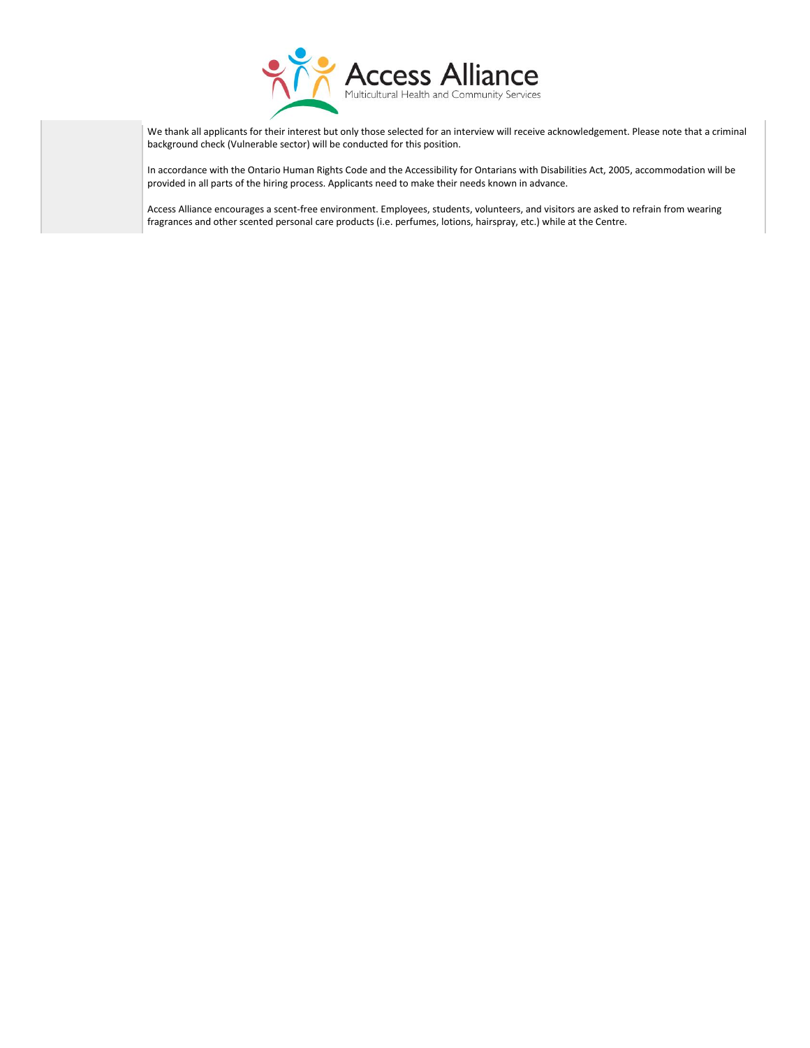We thank all applicants for their interest but only those selected for an interview will receive acknowledgement. Please note that a criminal background check (Vulnerable sector) will be conducted for this position.

In accordance with the Ontario Human Rights Code and the Accessibility for Ontarians with Disabilities Act, 2005, accommodation will be provided in all parts of the hiring process. Applicants need to make their needs known in advance.

Access Alliance encourages a scent-free environment. Employees, students, volunteers, and visitors are asked to refrain from wearing fragrances and other scented personal care products (i.e. perfumes, lotions, hairspray, etc.) while at the Centre.